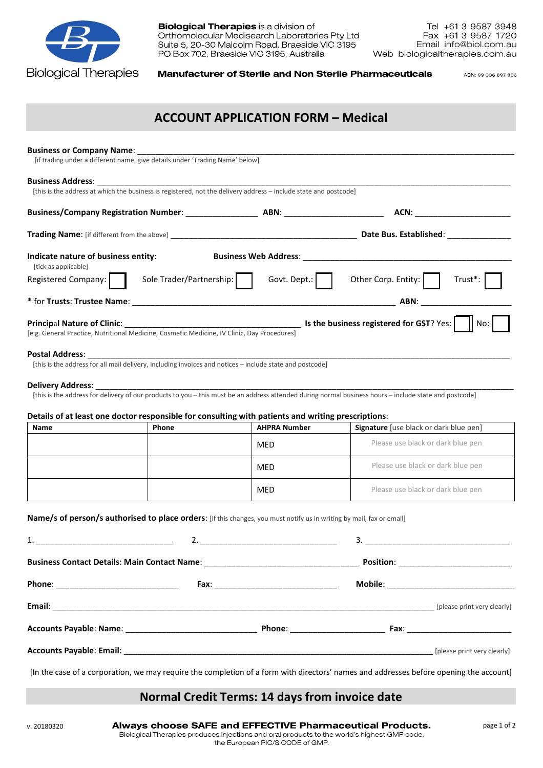Biological Therapies

**Biological Therapies** is a division of Orthomolecular Medisearch Laboratories Pty Ltd
Suite 5, 20-30 Malcolm Road, Braeside VIC 3195
PO Box 702, Braeside VIC 3195, Australia

Tel +61 3 9587 3948
Fax +61 3 9587 1720
Email info@biol.com.au
Web biologicaltherapies.com.au

**Manufacturer of Sterile and Non Sterile Pharmaceuticals**

ABN: 99 006 897 856

# ACCOUNT APPLICATION FORM – Medical

**Business or Company Name**: ______________________________
[if trading under a different name, give details under 'Trading Name' below]

**Business Address**: ______________________________
[this is the address at which the business is registered, not the delivery address – include state and postcode]

**Business/Company Registration Number**: ________________ **ABN**: ________________ **ACN**: ________________

**Trading Name**: [if different from the above] ______________________________ **Date Bus. Established**: ______________

**Indicate nature of business entity**: [tick as applicable] **Business Web Address**: ______________________________

Registered Company: ☐ Sole Trader/Partnership: ☐ Govt. Dept.: ☐ Other Corp. Entity: ☐ Trust*: ☐

* for **Trusts**: **Trustee Name**: ______________________________ **ABN**: ________________

**Principal Nature of Clinic**: ______________________________ **Is the business registered for GST**? Yes: ☐ No: ☐
[e.g. General Practice, Nutritional Medicine, Cosmetic Medicine, IV Clinic, Day Procedures]

**Postal Address**: ______________________________
[this is the address for all mail delivery, including invoices and notices – include state and postcode]

**Delivery Address**: ______________________________
[this is the address for delivery of our products to you – this must be an address attended during normal business hours – include state and postcode]

**Details of at least one doctor responsible for consulting with patients and writing prescriptions**:

| Name | Phone | AHPRA Number | Signature [use black or dark blue pen] |
|---|---|---|---|
| | | MED | Please use black or dark blue pen |
| | | MED | Please use black or dark blue pen |
| | | MED | Please use black or dark blue pen |

**Name/s of person/s authorised to place orders**: [if this changes, you must notify us in writing by mail, fax or email]

1. ______________________________ 2. ______________________________ 3. ______________________________

**Business Contact Details**: **Main Contact Name**: ______________________________ **Position**: ________________

**Phone**: ________________ **Fax**: ________________ **Mobile**: ________________

**Email**: ______________________________ [please print very clearly]

**Accounts Payable**: **Name**: ________________ **Phone**: ________________ **Fax**: ________________

**Accounts Payable**: **Email**: ______________________________ [please print very clearly]

[In the case of a corporation, we may require the completion of a form with directors' names and addresses before opening the account]

## Normal Credit Terms: 14 days from invoice date

v. 20180320

**Always choose SAFE and EFFECTIVE Pharmaceutical Products.**
Biological Therapies produces injections and oral products to the world's highest GMP code, the European PIC/S CODE of GMP.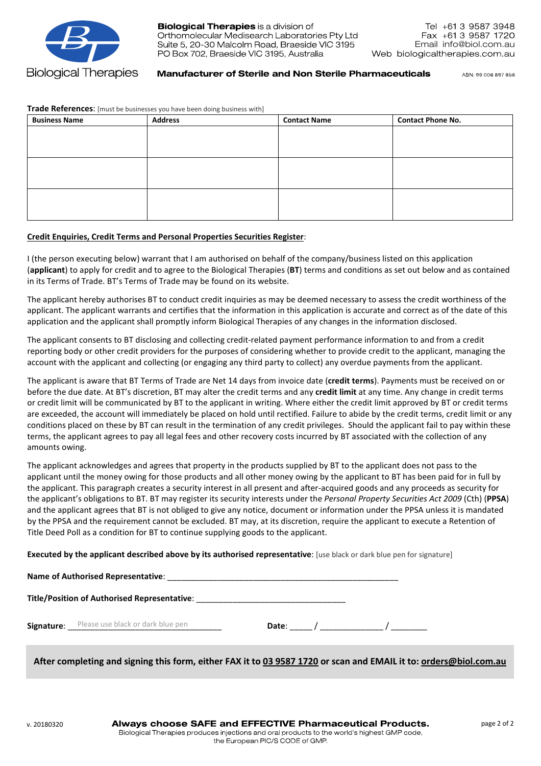**Biological Therapies** is a division of
Orthomolecular Medisearch Laboratories Pty Ltd
Suite 5, 20-30 Malcolm Road, Braeside VIC 3195
PO Box 702, Braeside VIC 3195, Australia

Tel +61 3 9587 3948
Fax +61 3 9587 1720
Email info@biol.com.au
Web biologicaltherapies.com.au

**Manufacturer of Sterile and Non Sterile Pharmaceuticals**

ABN: 99 006 897 856

**Trade References**: [must be businesses you have been doing business with]

| Business Name | Address | Contact Name | Contact Phone No. |
|---|---|---|---|
| | | | |
| | | | |
| | | | |

**Credit Enquiries, Credit Terms and Personal Properties Securities Register**:

I (the person executing below) warrant that I am authorised on behalf of the company/business listed on this application (**applicant**) to apply for credit and to agree to the Biological Therapies (**BT**) terms and conditions as set out below and as contained in its Terms of Trade. BT's Terms of Trade may be found on its website.

The applicant hereby authorises BT to conduct credit inquiries as may be deemed necessary to assess the credit worthiness of the applicant. The applicant warrants and certifies that the information in this application is accurate and correct as of the date of this application and the applicant shall promptly inform Biological Therapies of any changes in the information disclosed.

The applicant consents to BT disclosing and collecting credit-related payment performance information to and from a credit reporting body or other credit providers for the purposes of considering whether to provide credit to the applicant, managing the account with the applicant and collecting (or engaging any third party to collect) any overdue payments from the applicant.

The applicant is aware that BT Terms of Trade are Net 14 days from invoice date (**credit terms**). Payments must be received on or before the due date. At BT's discretion, BT may alter the credit terms and any **credit limit** at any time. Any change in credit terms or credit limit will be communicated by BT to the applicant in writing. Where either the credit limit approved by BT or credit terms are exceeded, the account will immediately be placed on hold until rectified. Failure to abide by the credit terms, credit limit or any conditions placed on these by BT can result in the termination of any credit privileges. Should the applicant fail to pay within these terms, the applicant agrees to pay all legal fees and other recovery costs incurred by BT associated with the collection of any amounts owing.

The applicant acknowledges and agrees that property in the products supplied by BT to the applicant does not pass to the applicant until the money owing for those products and all other money owing by the applicant to BT has been paid for in full by the applicant. This paragraph creates a security interest in all present and after-acquired goods and any proceeds as security for the applicant's obligations to BT. BT may register its security interests under the *Personal Property Securities Act 2009* (Cth) (**PPSA**) and the applicant agrees that BT is not obliged to give any notice, document or information under the PPSA unless it is mandated by the PPSA and the requirement cannot be excluded. BT may, at its discretion, require the applicant to execute a Retention of Title Deed Poll as a condition for BT to continue supplying goods to the applicant.

**Executed by the applicant described above by its authorised representative**: [use black or dark blue pen for signature]

**Name of Authorised Representative**: ____________________________________________________

**Title/Position of Authorised Representative**: _________________________________

**Signature**: Please use black or dark blue pen __________________ **Date**: _____ / _____________ / ________

**After completing and signing this form, either FAX it to 03 9587 1720 or scan and EMAIL it to: orders@biol.com.au**

v. 20180320

**Always choose SAFE and EFFECTIVE Pharmaceutical Products.**
Biological Therapies produces injections and oral products to the world's highest GMP code, the European PIC/S CODE of GMP.